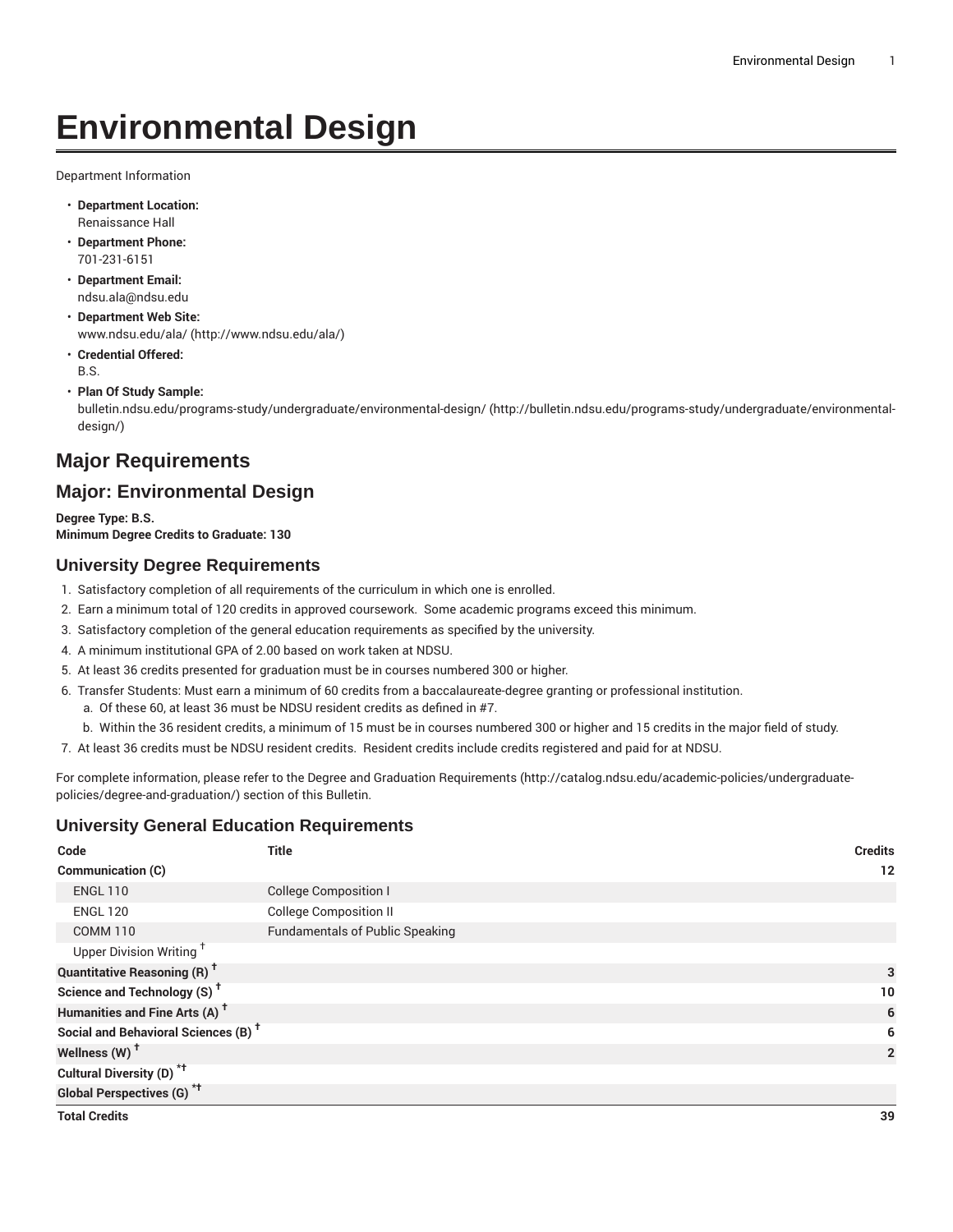# Environmental Design

Department Information

- **Department Location:**
  Renaissance Hall
- **Department Phone:**
  701-231-6151
- **Department Email:**
  ndsu.ala@ndsu.edu
- **Department Web Site:**
  www.ndsu.edu/ala/ (http://www.ndsu.edu/ala/)
- **Credential Offered:**
  B.S.
- **Plan Of Study Sample:**
  bulletin.ndsu.edu/programs-study/undergraduate/environmental-design/ (http://bulletin.ndsu.edu/programs-study/undergraduate/environmental-design/)

## Major Requirements

## Major: Environmental Design

**Degree Type: B.S.**
**Minimum Degree Credits to Graduate: 130**

### University Degree Requirements

1. Satisfactory completion of all requirements of the curriculum in which one is enrolled.
2. Earn a minimum total of 120 credits in approved coursework. Some academic programs exceed this minimum.
3. Satisfactory completion of the general education requirements as specified by the university.
4. A minimum institutional GPA of 2.00 based on work taken at NDSU.
5. At least 36 credits presented for graduation must be in courses numbered 300 or higher.
6. Transfer Students: Must earn a minimum of 60 credits from a baccalaureate-degree granting or professional institution.
   a. Of these 60, at least 36 must be NDSU resident credits as defined in #7.
   b. Within the 36 resident credits, a minimum of 15 must be in courses numbered 300 or higher and 15 credits in the major field of study.
7. At least 36 credits must be NDSU resident credits. Resident credits include credits registered and paid for at NDSU.

For complete information, please refer to the Degree and Graduation Requirements (http://catalog.ndsu.edu/academic-policies/undergraduate-policies/degree-and-graduation/) section of this Bulletin.

### University General Education Requirements

| Code | Title | Credits |
|---|---|---|
| **Communication (C)** | | **12** |
| ENGL 110 | College Composition I | |
| ENGL 120 | College Composition II | |
| COMM 110 | Fundamentals of Public Speaking | |
| Upper Division Writing † | | |
| **Quantitative Reasoning (R) †** | | **3** |
| **Science and Technology (S) †** | | **10** |
| **Humanities and Fine Arts (A) †** | | **6** |
| **Social and Behavioral Sciences (B) †** | | **6** |
| **Wellness (W) †** | | **2** |
| **Cultural Diversity (D) *†** | | |
| **Global Perspectives (G) *†** | | |
| **Total Credits** | | **39** |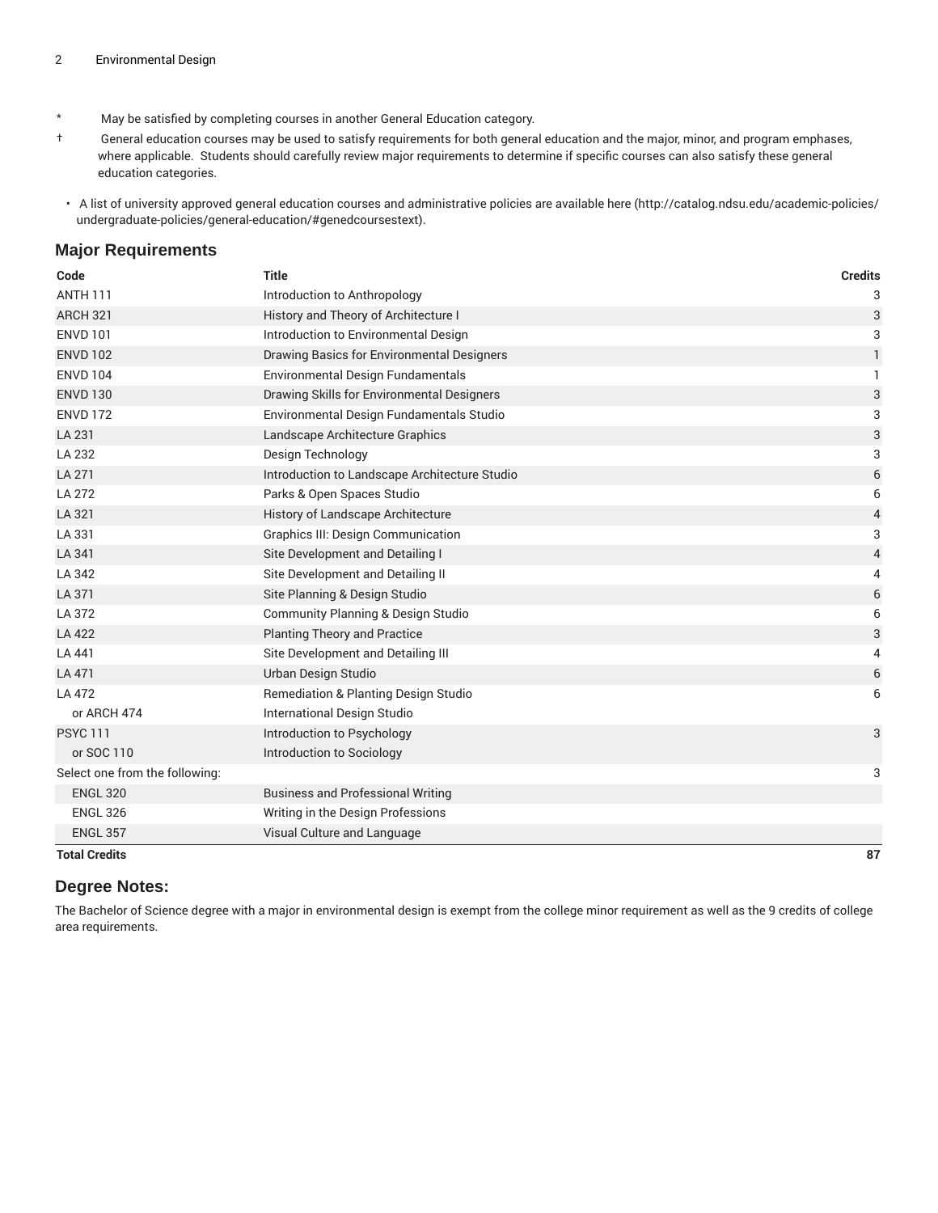\* May be satisfied by completing courses in another General Education category.

† General education courses may be used to satisfy requirements for both general education and the major, minor, and program emphases, where applicable. Students should carefully review major requirements to determine if specific courses can also satisfy these general education categories.

- A list of university approved general education courses and administrative policies are available here (http://catalog.ndsu.edu/academic-policies/undergraduate-policies/general-education/#genedcoursestext).

## Major Requirements

| Code | Title | Credits |
|---|---|---|
| ANTH 111 | Introduction to Anthropology | 3 |
| ARCH 321 | History and Theory of Architecture I | 3 |
| ENVD 101 | Introduction to Environmental Design | 3 |
| ENVD 102 | Drawing Basics for Environmental Designers | 1 |
| ENVD 104 | Environmental Design Fundamentals | 1 |
| ENVD 130 | Drawing Skills for Environmental Designers | 3 |
| ENVD 172 | Environmental Design Fundamentals Studio | 3 |
| LA 231 | Landscape Architecture Graphics | 3 |
| LA 232 | Design Technology | 3 |
| LA 271 | Introduction to Landscape Architecture Studio | 6 |
| LA 272 | Parks & Open Spaces Studio | 6 |
| LA 321 | History of Landscape Architecture | 4 |
| LA 331 | Graphics III: Design Communication | 3 |
| LA 341 | Site Development and Detailing I | 4 |
| LA 342 | Site Development and Detailing II | 4 |
| LA 371 | Site Planning & Design Studio | 6 |
| LA 372 | Community Planning & Design Studio | 6 |
| LA 422 | Planting Theory and Practice | 3 |
| LA 441 | Site Development and Detailing III | 4 |
| LA 471 | Urban Design Studio | 6 |
| LA 472 | Remediation & Planting Design Studio | 6 |
| or ARCH 474 | International Design Studio | |
| PSYC 111 | Introduction to Psychology | 3 |
| or SOC 110 | Introduction to Sociology | |
| Select one from the following: | | 3 |
| ENGL 320 | Business and Professional Writing | |
| ENGL 326 | Writing in the Design Professions | |
| ENGL 357 | Visual Culture and Language | |
| **Total Credits** | | **87** |

## Degree Notes:

The Bachelor of Science degree with a major in environmental design is exempt from the college minor requirement as well as the 9 credits of college area requirements.